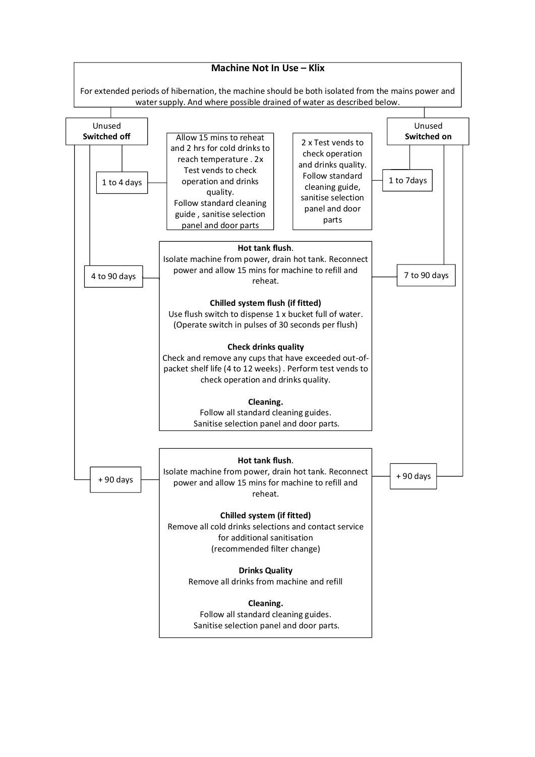# Machine Not In Use – Klix

For extended periods of hibernation, the machine should be both isolated from the mains power and water supply. And where possible drained of water as described below.

## Unused **Switched off**

### 1 to 4 days

Allow 15 mins to reheat and 2 hrs for cold drinks to reach temperature . 2x Test vends to check operation and drinks quality.
Follow standard cleaning guide , sanitise selection panel and door parts

## Unused **Switched on**

### 1 to 7days

2 x Test vends to check operation and drinks quality. Follow standard cleaning guide, sanitise selection panel and door parts

## 4 to 90 days (Switched off) / 7 to 90 days (Switched on)

**Hot tank flush**.
Isolate machine from power, drain hot tank. Reconnect power and allow 15 mins for machine to refill and reheat.

**Chilled system flush (if fitted)**
Use flush switch to dispense 1 x bucket full of water. (Operate switch in pulses of 30 seconds per flush)

**Check drinks quality**
Check and remove any cups that have exceeded out-of-packet shelf life (4 to 12 weeks) . Perform test vends to check operation and drinks quality.

**Cleaning.**
Follow all standard cleaning guides.
Sanitise selection panel and door parts.

## + 90 days (Switched off) / + 90 days (Switched on)

**Hot tank flush**.
Isolate machine from power, drain hot tank. Reconnect power and allow 15 mins for machine to refill and reheat.

**Chilled system (if fitted)**
Remove all cold drinks selections and contact service for additional sanitisation
(recommended filter change)

**Drinks Quality**
Remove all drinks from machine and refill

**Cleaning.**
Follow all standard cleaning guides.
Sanitise selection panel and door parts.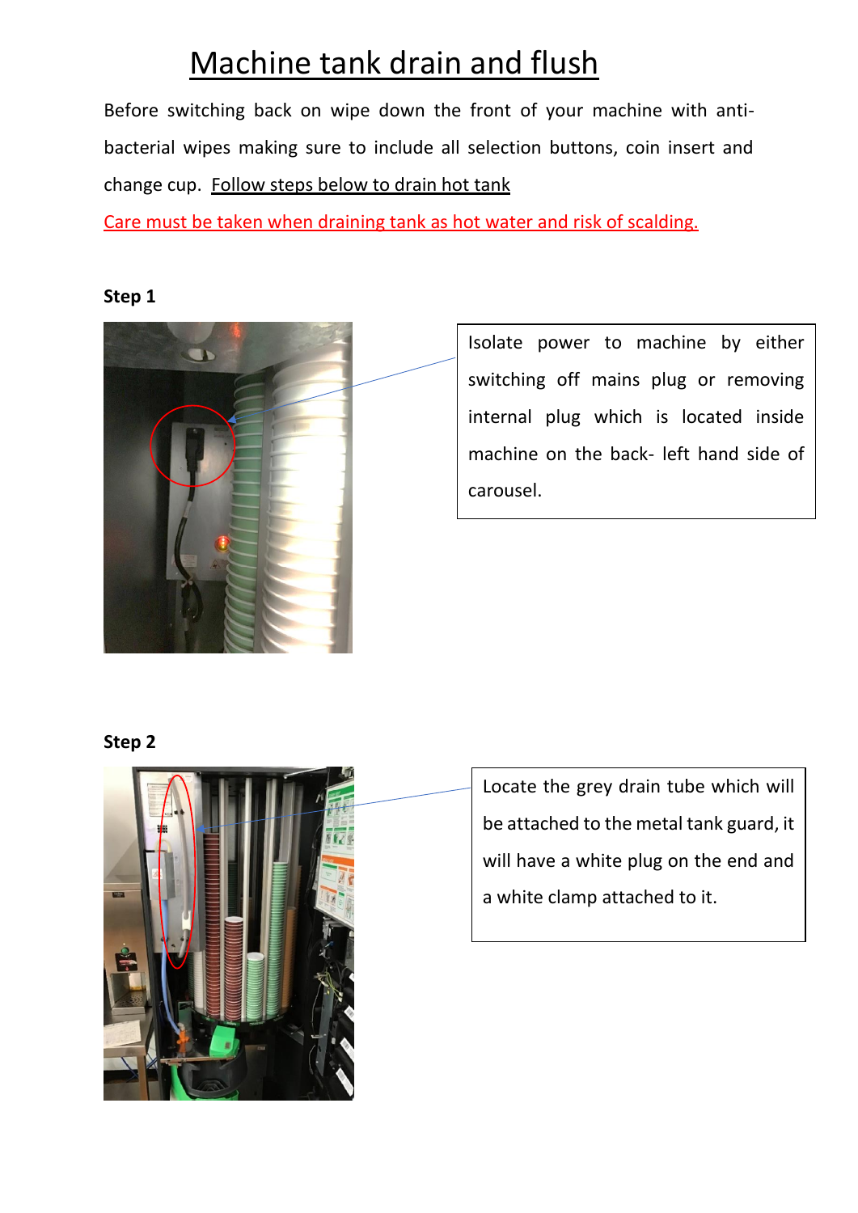# Machine tank drain and flush

Before switching back on wipe down the front of your machine with anti-bacterial wipes making sure to include all selection buttons, coin insert and change cup. Follow steps below to drain hot tank

Care must be taken when draining tank as hot water and risk of scalding.

**Step 1**

Isolate power to machine by either switching off mains plug or removing internal plug which is located inside machine on the back- left hand side of carousel.

**Step 2**

Locate the grey drain tube which will be attached to the metal tank guard, it will have a white plug on the end and a white clamp attached to it.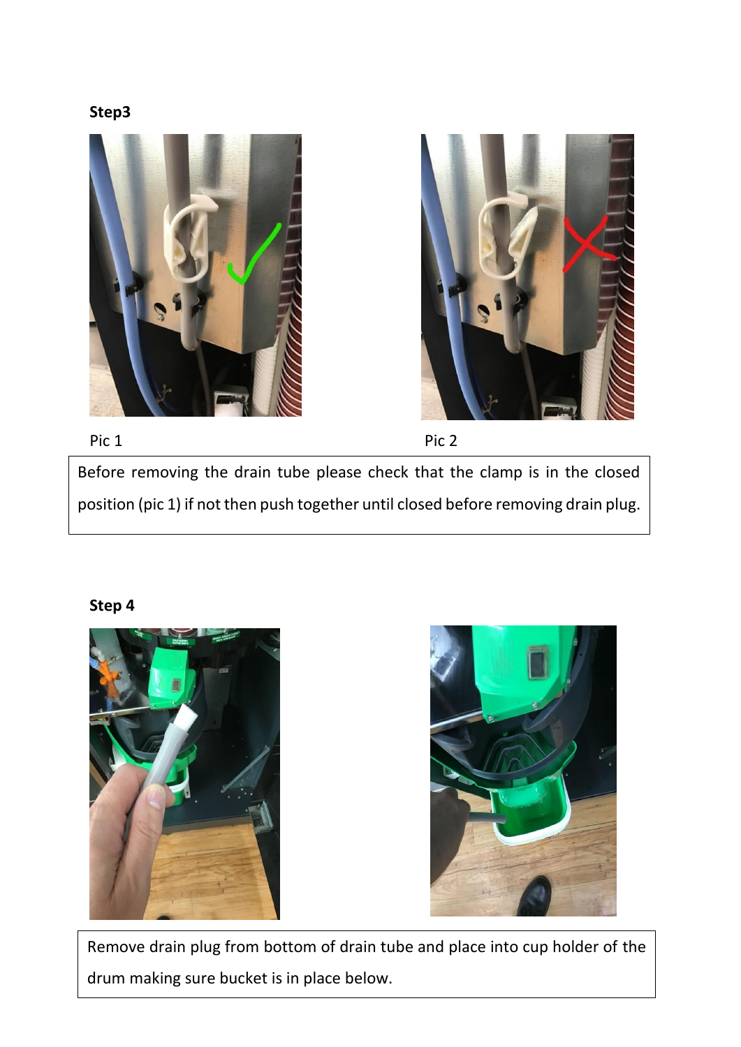**Step3**

Pic 1

Pic 2

Before removing the drain tube please check that the clamp is in the closed position (pic 1) if not then push together until closed before removing drain plug.

**Step 4**

Remove drain plug from bottom of drain tube and place into cup holder of the drum making sure bucket is in place below.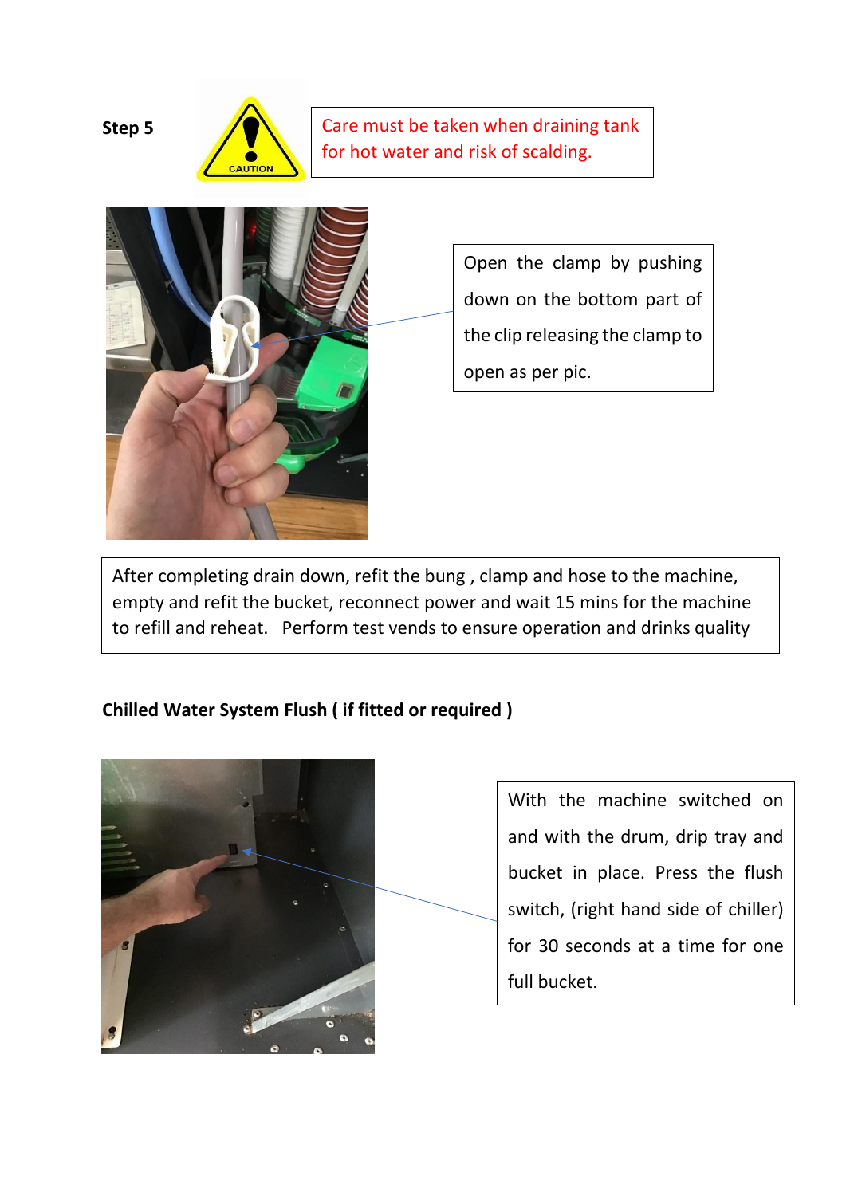**Step 5**

Care must be taken when draining tank for hot water and risk of scalding.

Open the clamp by pushing down on the bottom part of the clip releasing the clamp to open as per pic.

After completing drain down, refit the bung , clamp and hose to the machine, empty and refit the bucket, reconnect power and wait 15 mins for the machine to refill and reheat. Perform test vends to ensure operation and drinks quality

**Chilled Water System Flush ( if fitted or required )**

With the machine switched on and with the drum, drip tray and bucket in place. Press the flush switch, (right hand side of chiller) for 30 seconds at a time for one full bucket.